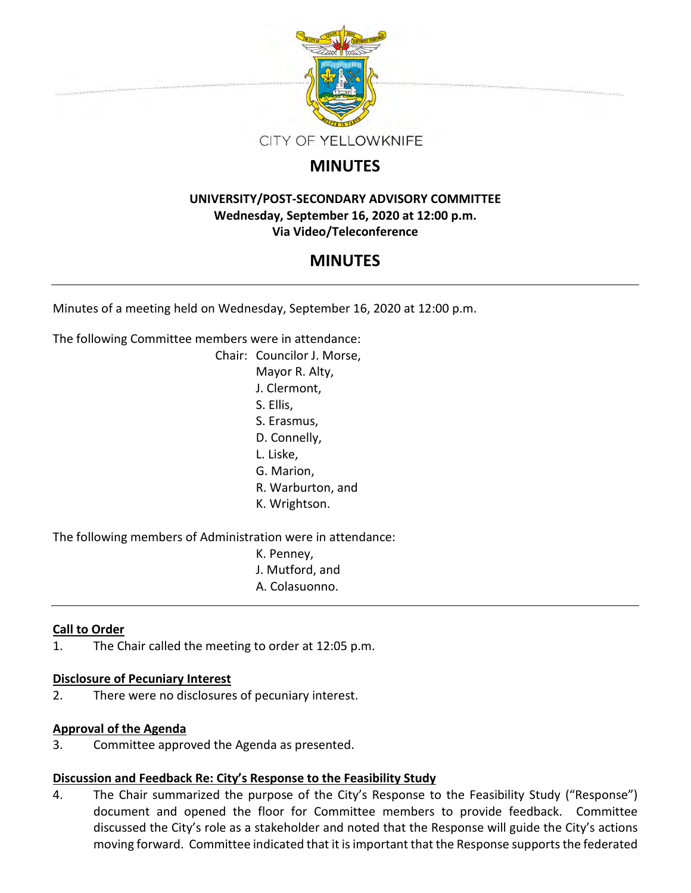CITY OF YELLOWKNIFE

# MINUTES

**UNIVERSITY/POST-SECONDARY ADVISORY COMMITTEE**
**Wednesday, September 16, 2020 at 12:00 p.m.**
**Via Video/Teleconference**

# MINUTES

---

Minutes of a meeting held on Wednesday, September 16, 2020 at 12:00 p.m.

The following Committee members were in attendance:

Chair: Councilor J. Morse,
Mayor R. Alty,
J. Clermont,
S. Ellis,
S. Erasmus,
D. Connelly,
L. Liske,
G. Marion,
R. Warburton, and
K. Wrightson.

The following members of Administration were in attendance:

K. Penney,
J. Mutford, and
A. Colasuonno.

---

**Call to Order**

1. The Chair called the meeting to order at 12:05 p.m.

**Disclosure of Pecuniary Interest**

2. There were no disclosures of pecuniary interest.

**Approval of the Agenda**

3. Committee approved the Agenda as presented.

**Discussion and Feedback Re: City's Response to the Feasibility Study**

4. The Chair summarized the purpose of the City's Response to the Feasibility Study ("Response") document and opened the floor for Committee members to provide feedback. Committee discussed the City's role as a stakeholder and noted that the Response will guide the City's actions moving forward. Committee indicated that it is important that the Response supports the federated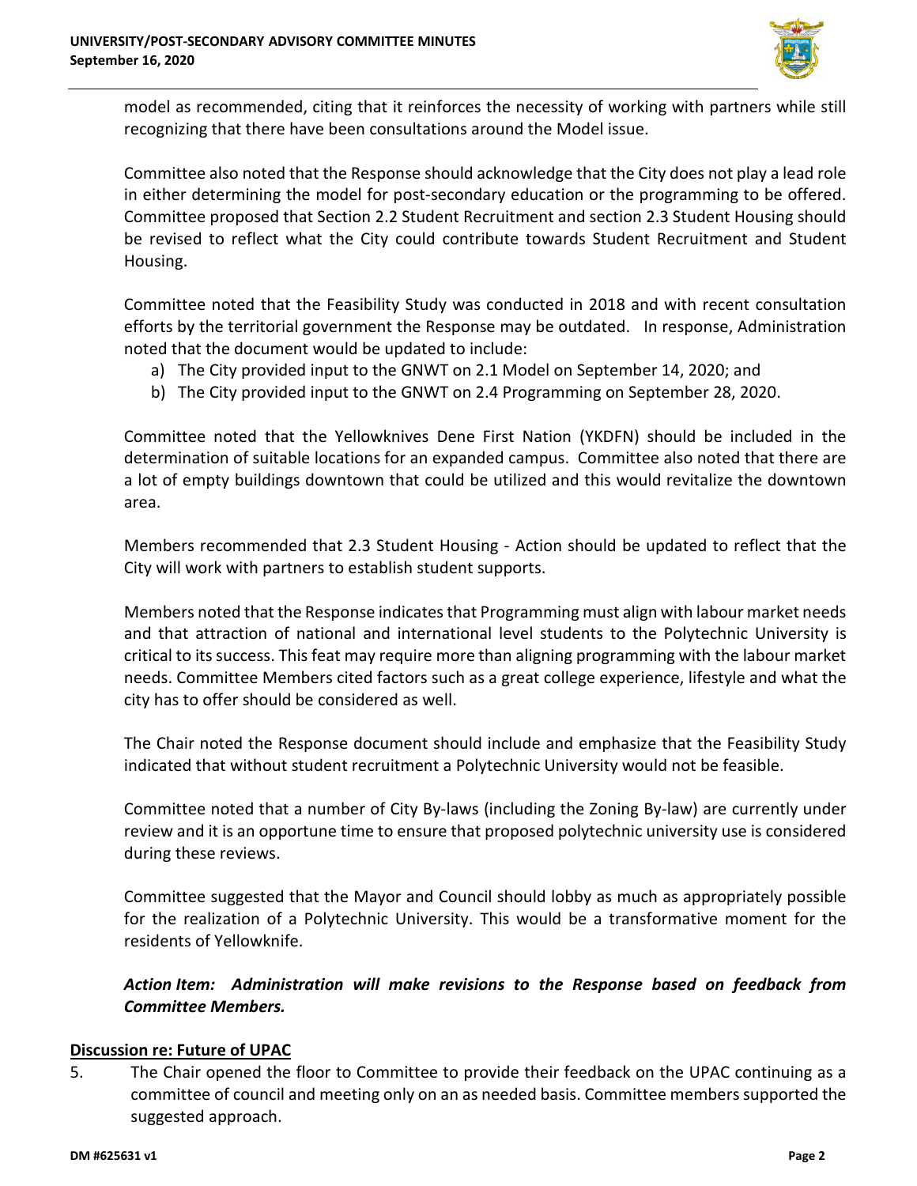model as recommended, citing that it reinforces the necessity of working with partners while still recognizing that there have been consultations around the Model issue.

Committee also noted that the Response should acknowledge that the City does not play a lead role in either determining the model for post-secondary education or the programming to be offered. Committee proposed that Section 2.2 Student Recruitment and section 2.3 Student Housing should be revised to reflect what the City could contribute towards Student Recruitment and Student Housing.

Committee noted that the Feasibility Study was conducted in 2018 and with recent consultation efforts by the territorial government the Response may be outdated. In response, Administration noted that the document would be updated to include:

a) The City provided input to the GNWT on 2.1 Model on September 14, 2020; and
b) The City provided input to the GNWT on 2.4 Programming on September 28, 2020.

Committee noted that the Yellowknives Dene First Nation (YKDFN) should be included in the determination of suitable locations for an expanded campus. Committee also noted that there are a lot of empty buildings downtown that could be utilized and this would revitalize the downtown area.

Members recommended that 2.3 Student Housing - Action should be updated to reflect that the City will work with partners to establish student supports.

Members noted that the Response indicates that Programming must align with labour market needs and that attraction of national and international level students to the Polytechnic University is critical to its success. This feat may require more than aligning programming with the labour market needs. Committee Members cited factors such as a great college experience, lifestyle and what the city has to offer should be considered as well.

The Chair noted the Response document should include and emphasize that the Feasibility Study indicated that without student recruitment a Polytechnic University would not be feasible.

Committee noted that a number of City By-laws (including the Zoning By-law) are currently under review and it is an opportune time to ensure that proposed polytechnic university use is considered during these reviews.

Committee suggested that the Mayor and Council should lobby as much as appropriately possible for the realization of a Polytechnic University. This would be a transformative moment for the residents of Yellowknife.

***Action Item: Administration will make revisions to the Response based on feedback from Committee Members.***

## Discussion re: Future of UPAC

5. The Chair opened the floor to Committee to provide their feedback on the UPAC continuing as a committee of council and meeting only on an as needed basis. Committee members supported the suggested approach.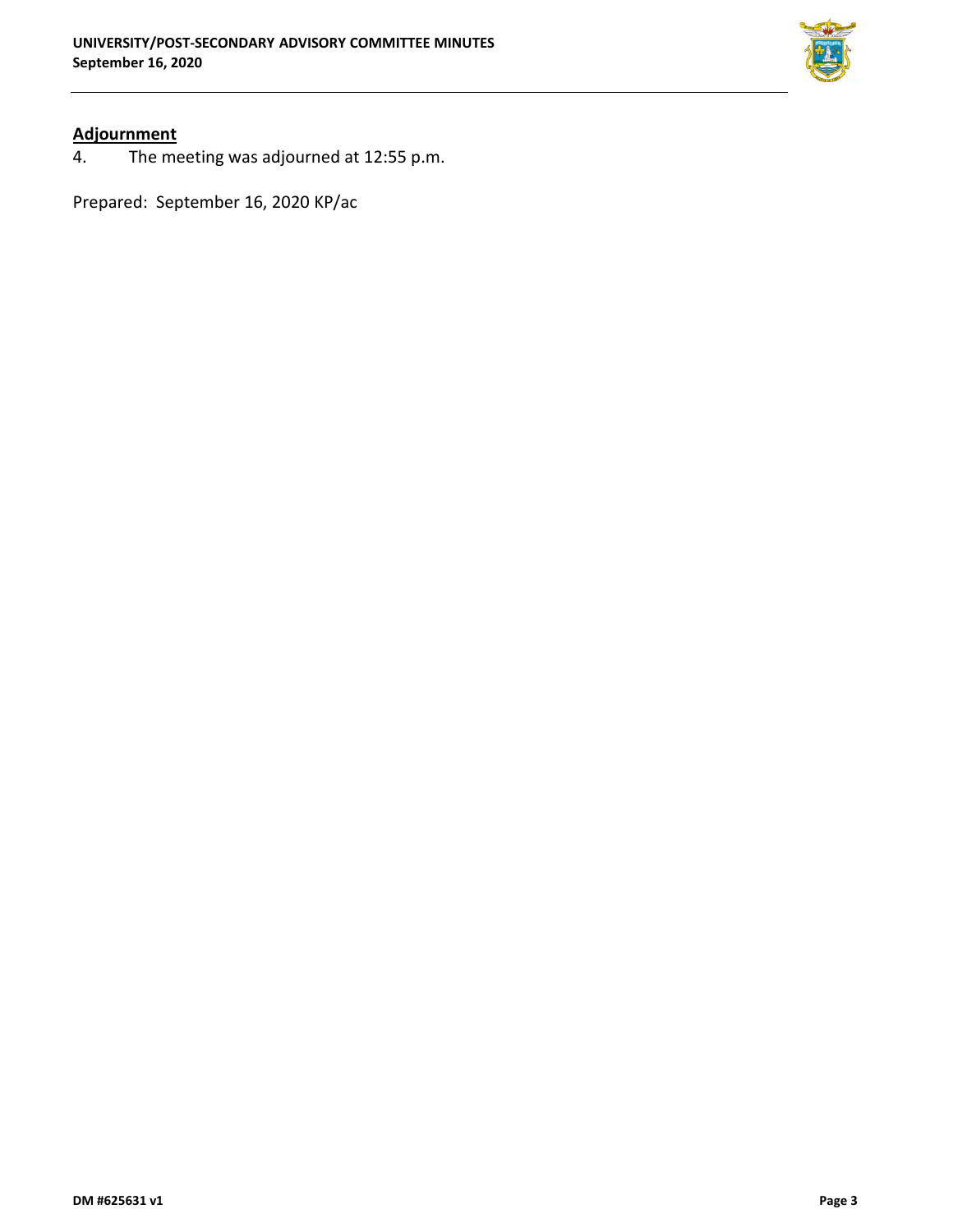**Adjournment**

4. The meeting was adjourned at 12:55 p.m.

Prepared: September 16, 2020 KP/ac